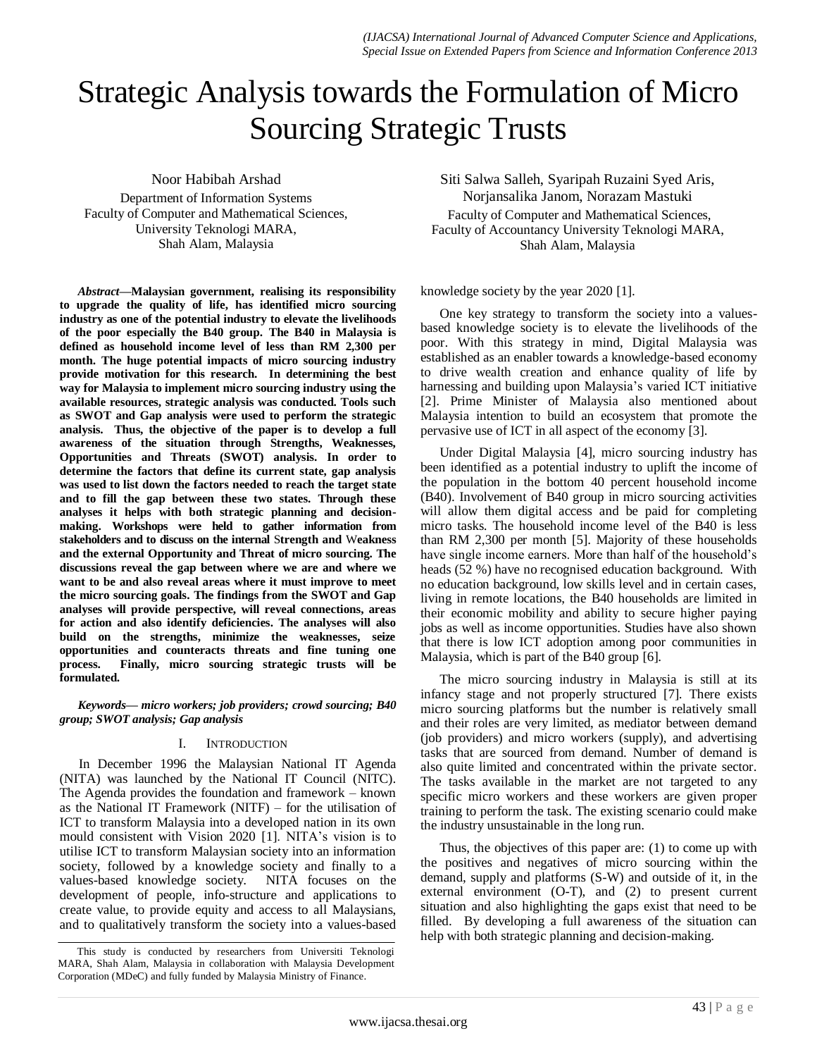# Strategic Analysis towards the Formulation of Micro Sourcing Strategic Trusts

Noor Habibah Arshad
Department of Information Systems
Faculty of Computer and Mathematical Sciences,
University Teknologi MARA,
Shah Alam, Malaysia

Siti Salwa Salleh, Syaripah Ruzaini Syed Aris, Norjansalika Janom, Norazam Mastuki
Faculty of Computer and Mathematical Sciences,
Faculty of Accountancy University Teknologi MARA,
Shah Alam, Malaysia

***Abstract*—Malaysian government, realising its responsibility to upgrade the quality of life, has identified micro sourcing industry as one of the potential industry to elevate the livelihoods of the poor especially the B40 group. The B40 in Malaysia is defined as household income level of less than RM 2,300 per month. The huge potential impacts of micro sourcing industry provide motivation for this research. In determining the best way for Malaysia to implement micro sourcing industry using the available resources, strategic analysis was conducted. Tools such as SWOT and Gap analysis were used to perform the strategic analysis. Thus, the objective of the paper is to develop a full awareness of the situation through Strengths, Weaknesses, Opportunities and Threats (SWOT) analysis. In order to determine the factors that define its current state, gap analysis was used to list down the factors needed to reach the target state and to fill the gap between these two states. Through these analyses it helps with both strategic planning and decision-making. Workshops were held to gather information from stakeholders and to discuss on the internal Strength and Weakness and the external Opportunity and Threat of micro sourcing. The discussions reveal the gap between where we are and where we want to be and also reveal areas where it must improve to meet the micro sourcing goals. The findings from the SWOT and Gap analyses will provide perspective, will reveal connections, areas for action and also identify deficiencies. The analyses will also build on the strengths, minimize the weaknesses, seize opportunities and counteracts threats and fine tuning one process. Finally, micro sourcing strategic trusts will be formulated.**

***Keywords— micro workers; job providers; crowd sourcing; B40 group; SWOT analysis; Gap analysis***

## I. Introduction

In December 1996 the Malaysian National IT Agenda (NITA) was launched by the National IT Council (NITC). The Agenda provides the foundation and framework – known as the National IT Framework (NITF) – for the utilisation of ICT to transform Malaysia into a developed nation in its own mould consistent with Vision 2020 [1]. NITA's vision is to utilise ICT to transform Malaysian society into an information society, followed by a knowledge society and finally to a values-based knowledge society. NITA focuses on the development of people, info-structure and applications to create value, to provide equity and access to all Malaysians, and to qualitatively transform the society into a values-based knowledge society by the year 2020 [1].

One key strategy to transform the society into a values-based knowledge society is to elevate the livelihoods of the poor. With this strategy in mind, Digital Malaysia was established as an enabler towards a knowledge-based economy to drive wealth creation and enhance quality of life by harnessing and building upon Malaysia's varied ICT initiative [2]. Prime Minister of Malaysia also mentioned about Malaysia intention to build an ecosystem that promote the pervasive use of ICT in all aspect of the economy [3].

Under Digital Malaysia [4], micro sourcing industry has been identified as a potential industry to uplift the income of the population in the bottom 40 percent household income (B40). Involvement of B40 group in micro sourcing activities will allow them digital access and be paid for completing micro tasks. The household income level of the B40 is less than RM 2,300 per month [5]. Majority of these households have single income earners. More than half of the household's heads (52 %) have no recognised education background. With no education background, low skills level and in certain cases, living in remote locations, the B40 households are limited in their economic mobility and ability to secure higher paying jobs as well as income opportunities. Studies have also shown that there is low ICT adoption among poor communities in Malaysia, which is part of the B40 group [6].

The micro sourcing industry in Malaysia is still at its infancy stage and not properly structured [7]. There exists micro sourcing platforms but the number is relatively small and their roles are very limited, as mediator between demand (job providers) and micro workers (supply), and advertising tasks that are sourced from demand. Number of demand is also quite limited and concentrated within the private sector. The tasks available in the market are not targeted to any specific micro workers and these workers are given proper training to perform the task. The existing scenario could make the industry unsustainable in the long run.

Thus, the objectives of this paper are: (1) to come up with the positives and negatives of micro sourcing within the demand, supply and platforms (S-W) and outside of it, in the external environment (O-T), and (2) to present current situation and also highlighting the gaps exist that need to be filled. By developing a full awareness of the situation can help with both strategic planning and decision-making.

This study is conducted by researchers from Universiti Teknologi MARA, Shah Alam, Malaysia in collaboration with Malaysia Development Corporation (MDeC) and fully funded by Malaysia Ministry of Finance.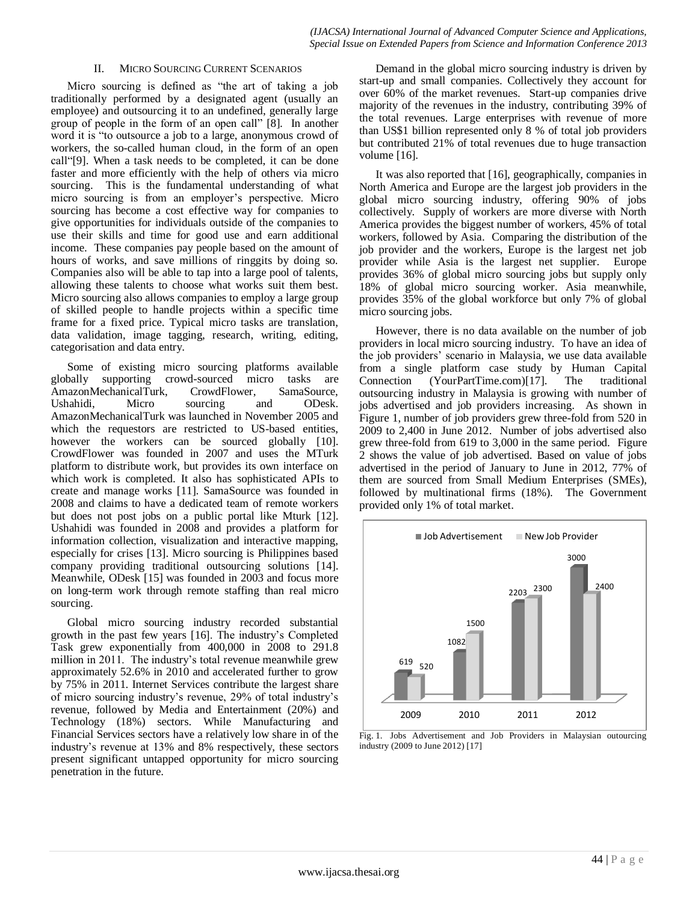## II. Micro Sourcing Current Scenarios

Micro sourcing is defined as "the art of taking a job traditionally performed by a designated agent (usually an employee) and outsourcing it to an undefined, generally large group of people in the form of an open call" [8]. In another word it is "to outsource a job to a large, anonymous crowd of workers, the so-called human cloud, in the form of an open call"[9]. When a task needs to be completed, it can be done faster and more efficiently with the help of others via micro sourcing. This is the fundamental understanding of what micro sourcing is from an employer's perspective. Micro sourcing has become a cost effective way for companies to give opportunities for individuals outside of the companies to use their skills and time for good use and earn additional income. These companies pay people based on the amount of hours of works, and save millions of ringgits by doing so. Companies also will be able to tap into a large pool of talents, allowing these talents to choose what works suit them best. Micro sourcing also allows companies to employ a large group of skilled people to handle projects within a specific time frame for a fixed price. Typical micro tasks are translation, data validation, image tagging, research, writing, editing, categorisation and data entry.

Some of existing micro sourcing platforms available globally supporting crowd-sourced micro tasks are AmazonMechanicalTurk, CrowdFlower, SamaSource, Ushahidi, Micro sourcing and ODesk. AmazonMechanicalTurk was launched in November 2005 and which the requestors are restricted to US-based entities, however the workers can be sourced globally [10]. CrowdFlower was founded in 2007 and uses the MTurk platform to distribute work, but provides its own interface on which work is completed. It also has sophisticated APIs to create and manage works [11]. SamaSource was founded in 2008 and claims to have a dedicated team of remote workers but does not post jobs on a public portal like Mturk [12]. Ushahidi was founded in 2008 and provides a platform for information collection, visualization and interactive mapping, especially for crises [13]. Micro sourcing is Philippines based company providing traditional outsourcing solutions [14]. Meanwhile, ODesk [15] was founded in 2003 and focus more on long-term work through remote staffing than real micro sourcing.

Global micro sourcing industry recorded substantial growth in the past few years [16]. The industry's Completed Task grew exponentially from 400,000 in 2008 to 291.8 million in 2011. The industry's total revenue meanwhile grew approximately 52.6% in 2010 and accelerated further to grow by 75% in 2011. Internet Services contribute the largest share of micro sourcing industry's revenue, 29% of total industry's revenue, followed by Media and Entertainment (20%) and Technology (18%) sectors. While Manufacturing and Financial Services sectors have a relatively low share in of the industry's revenue at 13% and 8% respectively, these sectors present significant untapped opportunity for micro sourcing penetration in the future.

Demand in the global micro sourcing industry is driven by start-up and small companies. Collectively they account for over 60% of the market revenues. Start-up companies drive majority of the revenues in the industry, contributing 39% of the total revenues. Large enterprises with revenue of more than US$1 billion represented only 8 % of total job providers but contributed 21% of total revenues due to huge transaction volume [16].

It was also reported that [16], geographically, companies in North America and Europe are the largest job providers in the global micro sourcing industry, offering 90% of jobs collectively. Supply of workers are more diverse with North America provides the biggest number of workers, 45% of total workers, followed by Asia. Comparing the distribution of the job provider and the workers, Europe is the largest net job provider while Asia is the largest net supplier. Europe provides 36% of global micro sourcing jobs but supply only 18% of global micro sourcing worker. Asia meanwhile, provides 35% of the global workforce but only 7% of global micro sourcing jobs.

However, there is no data available on the number of job providers in local micro sourcing industry. To have an idea of the job providers' scenario in Malaysia, we use data available from a single platform case study by Human Capital Connection (YourPartTime.com)[17]. The traditional outsourcing industry in Malaysia is growing with number of jobs advertised and job providers increasing. As shown in Figure 1, number of job providers grew three-fold from 520 in 2009 to 2,400 in June 2012. Number of jobs advertised also grew three-fold from 619 to 3,000 in the same period. Figure 2 shows the value of job advertised. Based on value of jobs advertised in the period of January to June in 2012, 77% of them are sourced from Small Medium Enterprises (SMEs), followed by multinational firms (18%). The Government provided only 1% of total market.

| Year | Job Advertisement | New Job Provider |
|---|---|---|
| 2009 | 619 | 520 |
| 2010 | 1082 | 1500 |
| 2011 | 2203 | 2300 |
| 2012 | 3000 | 2400 |

Fig. 1. Jobs Advertisement and Job Providers in Malaysian outourcing industry (2009 to June 2012) [17]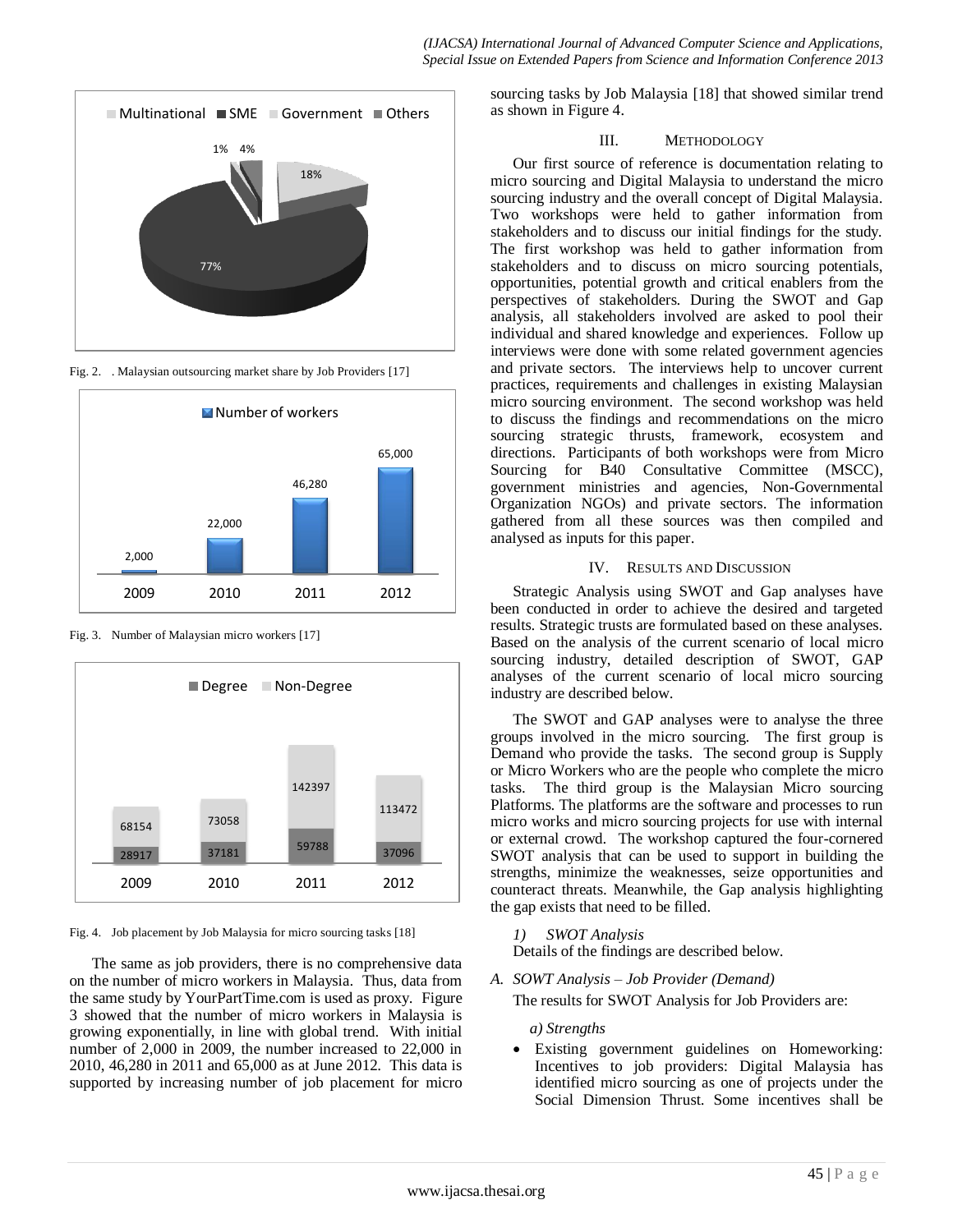Fig. 2. . Malaysian outsourcing market share by Job Providers [17]

Fig. 3. Number of Malaysian micro workers [17]

Fig. 4. Job placement by Job Malaysia for micro sourcing tasks [18]

The same as job providers, there is no comprehensive data on the number of micro workers in Malaysia. Thus, data from the same study by YourPartTime.com is used as proxy. Figure 3 showed that the number of micro workers in Malaysia is growing exponentially, in line with global trend. With initial number of 2,000 in 2009, the number increased to 22,000 in 2010, 46,280 in 2011 and 65,000 as at June 2012. This data is supported by increasing number of job placement for micro sourcing tasks by Job Malaysia [18] that showed similar trend as shown in Figure 4.

## III. Methodology

Our first source of reference is documentation relating to micro sourcing and Digital Malaysia to understand the micro sourcing industry and the overall concept of Digital Malaysia. Two workshops were held to gather information from stakeholders and to discuss our initial findings for the study. The first workshop was held to gather information from stakeholders and to discuss on micro sourcing potentials, opportunities, potential growth and critical enablers from the perspectives of stakeholders. During the SWOT and Gap analysis, all stakeholders involved are asked to pool their individual and shared knowledge and experiences. Follow up interviews were done with some related government agencies and private sectors. The interviews help to uncover current practices, requirements and challenges in existing Malaysian micro sourcing environment. The second workshop was held to discuss the findings and recommendations on the micro sourcing strategic thrusts, framework, ecosystem and directions. Participants of both workshops were from Micro Sourcing for B40 Consultative Committee (MSCC), government ministries and agencies, Non-Governmental Organization NGOs) and private sectors. The information gathered from all these sources was then compiled and analysed as inputs for this paper.

## IV. Results and Discussion

Strategic Analysis using SWOT and Gap analyses have been conducted in order to achieve the desired and targeted results. Strategic trusts are formulated based on these analyses. Based on the analysis of the current scenario of local micro sourcing industry, detailed description of SWOT, GAP analyses of the current scenario of local micro sourcing industry are described below.

The SWOT and GAP analyses were to analyse the three groups involved in the micro sourcing. The first group is Demand who provide the tasks. The second group is Supply or Micro Workers who are the people who complete the micro tasks. The third group is the Malaysian Micro sourcing Platforms. The platforms are the software and processes to run micro works and micro sourcing projects for use with internal or external crowd. The workshop captured the four-cornered SWOT analysis that can be used to support in building the strengths, minimize the weaknesses, seize opportunities and counteract threats. Meanwhile, the Gap analysis highlighting the gap exists that need to be filled.

*1) SWOT Analysis*

Details of the findings are described below.

### *A. SOWT Analysis – Job Provider (Demand)*

The results for SWOT Analysis for Job Providers are:

*a) Strengths*

- Existing government guidelines on Homeworking: Incentives to job providers: Digital Malaysia has identified micro sourcing as one of projects under the Social Dimension Thrust. Some incentives shall be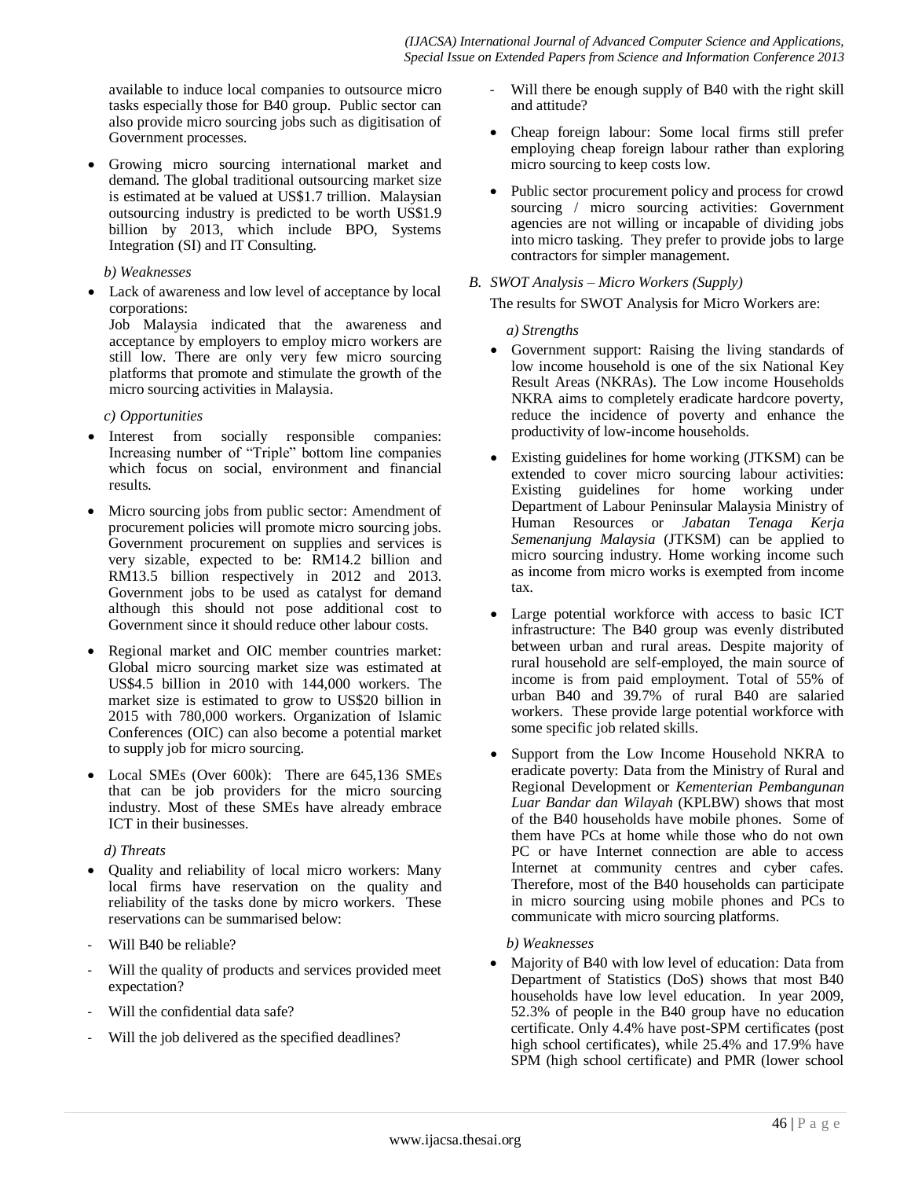available to induce local companies to outsource micro tasks especially those for B40 group. Public sector can also provide micro sourcing jobs such as digitisation of Government processes.

- Growing micro sourcing international market and demand. The global traditional outsourcing market size is estimated at be valued at US$1.7 trillion. Malaysian outsourcing industry is predicted to be worth US$1.9 billion by 2013, which include BPO, Systems Integration (SI) and IT Consulting.

*b) Weaknesses*

- Lack of awareness and low level of acceptance by local corporations:
  Job Malaysia indicated that the awareness and acceptance by employers to employ micro workers are still low. There are only very few micro sourcing platforms that promote and stimulate the growth of the micro sourcing activities in Malaysia.

*c) Opportunities*

- Interest from socially responsible companies: Increasing number of "Triple" bottom line companies which focus on social, environment and financial results.
- Micro sourcing jobs from public sector: Amendment of procurement policies will promote micro sourcing jobs. Government procurement on supplies and services is very sizable, expected to be: RM14.2 billion and RM13.5 billion respectively in 2012 and 2013. Government jobs to be used as catalyst for demand although this should not pose additional cost to Government since it should reduce other labour costs.
- Regional market and OIC member countries market: Global micro sourcing market size was estimated at US$4.5 billion in 2010 with 144,000 workers. The market size is estimated to grow to US$20 billion in 2015 with 780,000 workers. Organization of Islamic Conferences (OIC) can also become a potential market to supply job for micro sourcing.
- Local SMEs (Over 600k): There are 645,136 SMEs that can be job providers for the micro sourcing industry. Most of these SMEs have already embrace ICT in their businesses.

*d) Threats*

- Quality and reliability of local micro workers: Many local firms have reservation on the quality and reliability of the tasks done by micro workers. These reservations can be summarised below:

- Will B40 be reliable?
- Will the quality of products and services provided meet expectation?
- Will the confidential data safe?
- Will the job delivered as the specified deadlines?
- Will there be enough supply of B40 with the right skill and attitude?

- Cheap foreign labour: Some local firms still prefer employing cheap foreign labour rather than exploring micro sourcing to keep costs low.
- Public sector procurement policy and process for crowd sourcing / micro sourcing activities: Government agencies are not willing or incapable of dividing jobs into micro tasking. They prefer to provide jobs to large contractors for simpler management.

### B. SWOT Analysis – Micro Workers (Supply)

The results for SWOT Analysis for Micro Workers are:

*a) Strengths*

- Government support: Raising the living standards of low income household is one of the six National Key Result Areas (NKRAs). The Low income Households NKRA aims to completely eradicate hardcore poverty, reduce the incidence of poverty and enhance the productivity of low-income households.
- Existing guidelines for home working (JTKSM) can be extended to cover micro sourcing labour activities: Existing guidelines for home working under Department of Labour Peninsular Malaysia Ministry of Human Resources or *Jabatan Tenaga Kerja Semenanjung Malaysia* (JTKSM) can be applied to micro sourcing industry. Home working income such as income from micro works is exempted from income tax.
- Large potential workforce with access to basic ICT infrastructure: The B40 group was evenly distributed between urban and rural areas. Despite majority of rural household are self-employed, the main source of income is from paid employment. Total of 55% of urban B40 and 39.7% of rural B40 are salaried workers. These provide large potential workforce with some specific job related skills.
- Support from the Low Income Household NKRA to eradicate poverty: Data from the Ministry of Rural and Regional Development or *Kementerian Pembangunan Luar Bandar dan Wilayah* (KPLBW) shows that most of the B40 households have mobile phones. Some of them have PCs at home while those who do not own PC or have Internet connection are able to access Internet at community centres and cyber cafes. Therefore, most of the B40 households can participate in micro sourcing using mobile phones and PCs to communicate with micro sourcing platforms.

*b) Weaknesses*

- Majority of B40 with low level of education: Data from Department of Statistics (DoS) shows that most B40 households have low level education. In year 2009, 52.3% of people in the B40 group have no education certificate. Only 4.4% have post-SPM certificates (post high school certificates), while 25.4% and 17.9% have SPM (high school certificate) and PMR (lower school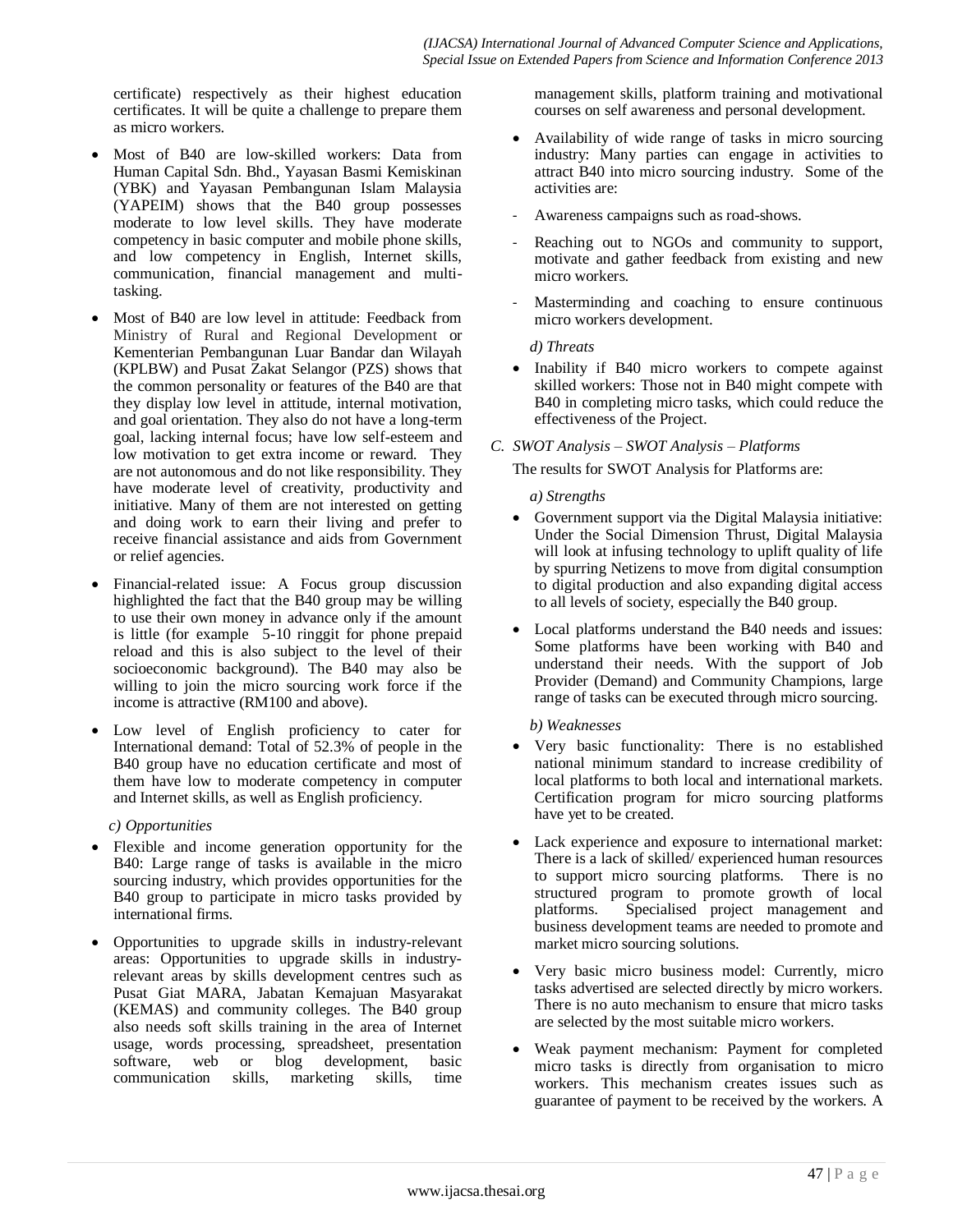certificate) respectively as their highest education certificates. It will be quite a challenge to prepare them as micro workers.

- Most of B40 are low-skilled workers: Data from Human Capital Sdn. Bhd., Yayasan Basmi Kemiskinan (YBK) and Yayasan Pembangunan Islam Malaysia (YAPEIM) shows that the B40 group possesses moderate to low level skills. They have moderate competency in basic computer and mobile phone skills, and low competency in English, Internet skills, communication, financial management and multi-tasking.
- Most of B40 are low level in attitude: Feedback from Ministry of Rural and Regional Development or Kementerian Pembangunan Luar Bandar dan Wilayah (KPLBW) and Pusat Zakat Selangor (PZS) shows that the common personality or features of the B40 are that they display low level in attitude, internal motivation, and goal orientation. They also do not have a long-term goal, lacking internal focus; have low self-esteem and low motivation to get extra income or reward. They are not autonomous and do not like responsibility. They have moderate level of creativity, productivity and initiative. Many of them are not interested on getting and doing work to earn their living and prefer to receive financial assistance and aids from Government or relief agencies.
- Financial-related issue: A Focus group discussion highlighted the fact that the B40 group may be willing to use their own money in advance only if the amount is little (for example 5-10 ringgit for phone prepaid reload and this is also subject to the level of their socioeconomic background). The B40 may also be willing to join the micro sourcing work force if the income is attractive (RM100 and above).
- Low level of English proficiency to cater for International demand: Total of 52.3% of people in the B40 group have no education certificate and most of them have low to moderate competency in computer and Internet skills, as well as English proficiency.

*c) Opportunities*

- Flexible and income generation opportunity for the B40: Large range of tasks is available in the micro sourcing industry, which provides opportunities for the B40 group to participate in micro tasks provided by international firms.
- Opportunities to upgrade skills in industry-relevant areas: Opportunities to upgrade skills in industry-relevant areas by skills development centres such as Pusat Giat MARA, Jabatan Kemajuan Masyarakat (KEMAS) and community colleges. The B40 group also needs soft skills training in the area of Internet usage, words processing, spreadsheet, presentation software, web or blog development, basic communication skills, marketing skills, time management skills, platform training and motivational courses on self awareness and personal development.
- Availability of wide range of tasks in micro sourcing industry: Many parties can engage in activities to attract B40 into micro sourcing industry. Some of the activities are:

- Awareness campaigns such as road-shows.
- Reaching out to NGOs and community to support, motivate and gather feedback from existing and new micro workers.
- Masterminding and coaching to ensure continuous micro workers development.

*d) Threats*

- Inability if B40 micro workers to compete against skilled workers: Those not in B40 might compete with B40 in completing micro tasks, which could reduce the effectiveness of the Project.

### *C. SWOT Analysis – SWOT Analysis – Platforms*

The results for SWOT Analysis for Platforms are:

*a) Strengths*

- Government support via the Digital Malaysia initiative: Under the Social Dimension Thrust, Digital Malaysia will look at infusing technology to uplift quality of life by spurring Netizens to move from digital consumption to digital production and also expanding digital access to all levels of society, especially the B40 group.
- Local platforms understand the B40 needs and issues: Some platforms have been working with B40 and understand their needs. With the support of Job Provider (Demand) and Community Champions, large range of tasks can be executed through micro sourcing.

*b) Weaknesses*

- Very basic functionality: There is no established national minimum standard to increase credibility of local platforms to both local and international markets. Certification program for micro sourcing platforms have yet to be created.
- Lack experience and exposure to international market: There is a lack of skilled/ experienced human resources to support micro sourcing platforms. There is no structured program to promote growth of local platforms. Specialised project management and business development teams are needed to promote and market micro sourcing solutions.
- Very basic micro business model: Currently, micro tasks advertised are selected directly by micro workers. There is no auto mechanism to ensure that micro tasks are selected by the most suitable micro workers.
- Weak payment mechanism: Payment for completed micro tasks is directly from organisation to micro workers. This mechanism creates issues such as guarantee of payment to be received by the workers. A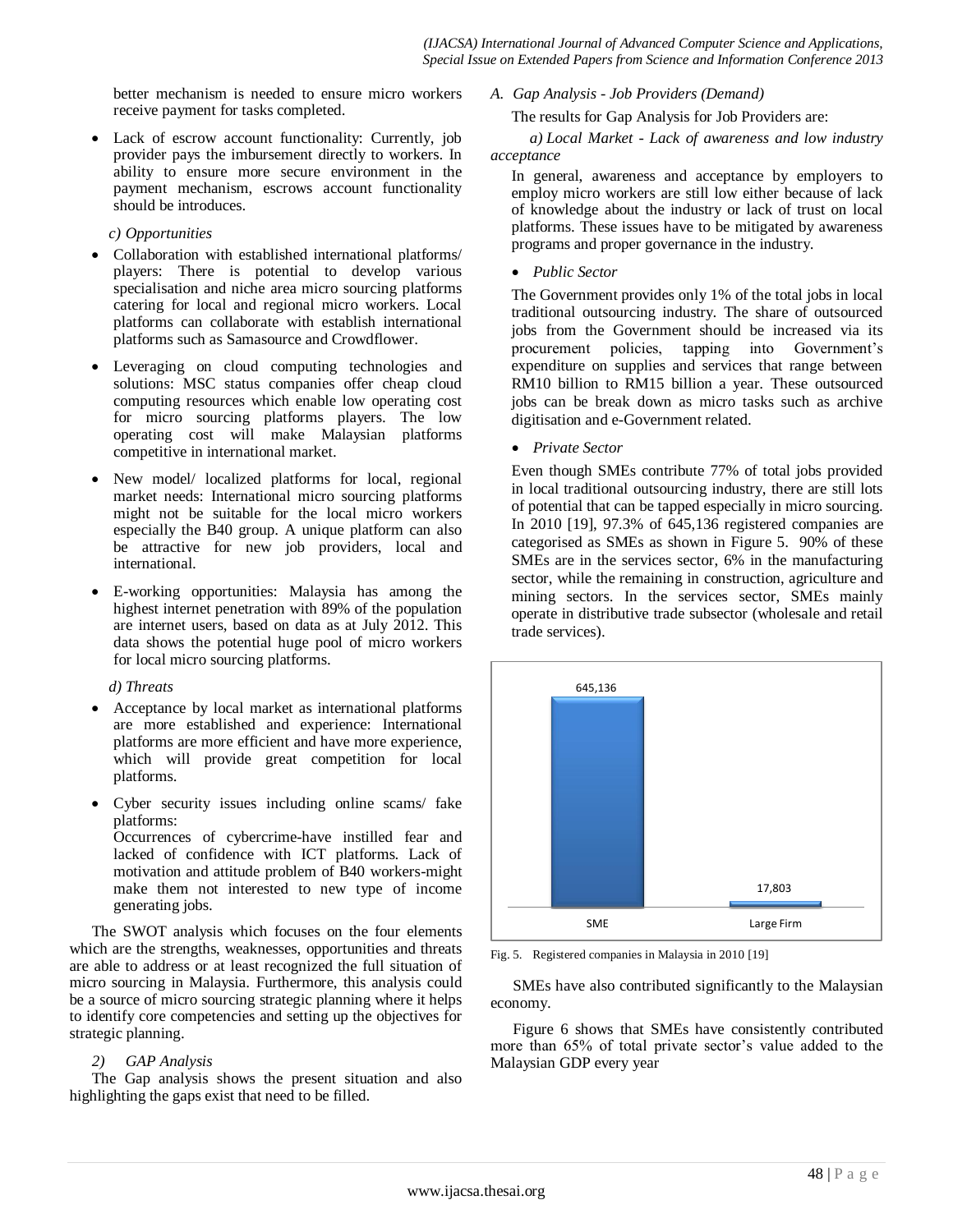better mechanism is needed to ensure micro workers receive payment for tasks completed.

- Lack of escrow account functionality: Currently, job provider pays the imbursement directly to workers. In ability to ensure more secure environment in the payment mechanism, escrows account functionality should be introduces.

*c) Opportunities*

- Collaboration with established international platforms/ players: There is potential to develop various specialisation and niche area micro sourcing platforms catering for local and regional micro workers. Local platforms can collaborate with establish international platforms such as Samasource and Crowdflower.
- Leveraging on cloud computing technologies and solutions: MSC status companies offer cheap cloud computing resources which enable low operating cost for micro sourcing platforms players. The low operating cost will make Malaysian platforms competitive in international market.
- New model/ localized platforms for local, regional market needs: International micro sourcing platforms might not be suitable for the local micro workers especially the B40 group. A unique platform can also be attractive for new job providers, local and international.
- E-working opportunities: Malaysia has among the highest internet penetration with 89% of the population are internet users, based on data as at July 2012. This data shows the potential huge pool of micro workers for local micro sourcing platforms.

*d) Threats*

- Acceptance by local market as international platforms are more established and experience: International platforms are more efficient and have more experience, which will provide great competition for local platforms.
- Cyber security issues including online scams/ fake platforms:
  Occurrences of cybercrime-have instilled fear and lacked of confidence with ICT platforms. Lack of motivation and attitude problem of B40 workers-might make them not interested to new type of income generating jobs.

The SWOT analysis which focuses on the four elements which are the strengths, weaknesses, opportunities and threats are able to address or at least recognized the full situation of micro sourcing in Malaysia. Furthermore, this analysis could be a source of micro sourcing strategic planning where it helps to identify core competencies and setting up the objectives for strategic planning.

*2) GAP Analysis*

The Gap analysis shows the present situation and also highlighting the gaps exist that need to be filled.

*A. Gap Analysis - Job Providers (Demand)*

The results for Gap Analysis for Job Providers are:

*a) Local Market - Lack of awareness and low industry acceptance*

In general, awareness and acceptance by employers to employ micro workers are still low either because of lack of knowledge about the industry or lack of trust on local platforms. These issues have to be mitigated by awareness programs and proper governance in the industry.

- *Public Sector*

The Government provides only 1% of the total jobs in local traditional outsourcing industry. The share of outsourced jobs from the Government should be increased via its procurement policies, tapping into Government's expenditure on supplies and services that range between RM10 billion to RM15 billion a year. These outsourced jobs can be break down as micro tasks such as archive digitisation and e-Government related.

- *Private Sector*

Even though SMEs contribute 77% of total jobs provided in local traditional outsourcing industry, there are still lots of potential that can be tapped especially in micro sourcing. In 2010 [19], 97.3% of 645,136 registered companies are categorised as SMEs as shown in Figure 5. 90% of these SMEs are in the services sector, 6% in the manufacturing sector, while the remaining in construction, agriculture and mining sectors. In the services sector, SMEs mainly operate in distributive trade subsector (wholesale and retail trade services).

| | SME | Large Firm |
|---|---|---|
| Registered companies | 645,136 | 17,803 |

Fig. 5. Registered companies in Malaysia in 2010 [19]

SMEs have also contributed significantly to the Malaysian economy.

Figure 6 shows that SMEs have consistently contributed more than 65% of total private sector's value added to the Malaysian GDP every year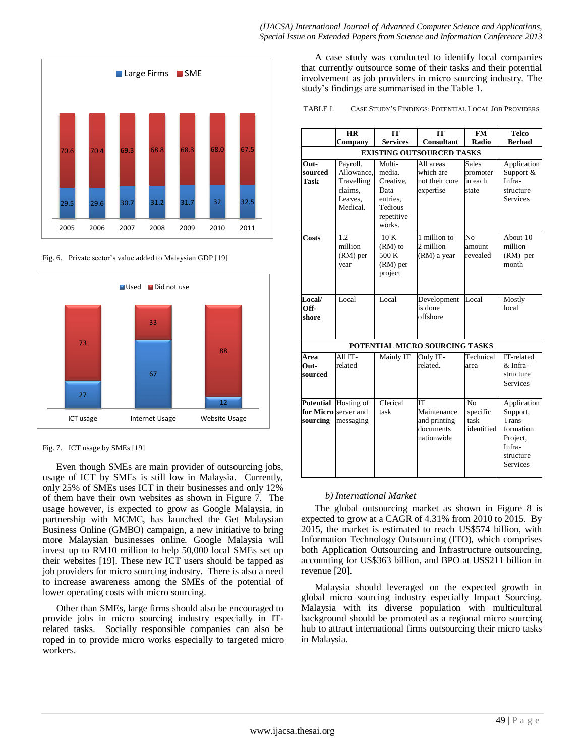Fig. 6. Private sector's value added to Malaysian GDP [19]

Fig. 7. ICT usage by SMEs [19]

Even though SMEs are main provider of outsourcing jobs, usage of ICT by SMEs is still low in Malaysia. Currently, only 25% of SMEs uses ICT in their businesses and only 12% of them have their own websites as shown in Figure 7. The usage however, is expected to grow as Google Malaysia, in partnership with MCMC, has launched the Get Malaysian Business Online (GMBO) campaign, a new initiative to bring more Malaysian businesses online. Google Malaysia will invest up to RM10 million to help 50,000 local SMEs set up their websites [19]. These new ICT users should be tapped as job providers for micro sourcing industry. There is also a need to increase awareness among the SMEs of the potential of lower operating costs with micro sourcing.

Other than SMEs, large firms should also be encouraged to provide jobs in micro sourcing industry especially in IT-related tasks. Socially responsible companies can also be roped in to provide micro works especially to targeted micro workers.

A case study was conducted to identify local companies that currently outsource some of their tasks and their potential involvement as job providers in micro sourcing industry. The study's findings are summarised in the Table 1.

TABLE I. CASE STUDY'S FINDINGS: POTENTIAL LOCAL JOB PROVIDERS

| | HR Company | IT Services | IT Consultant | FM Radio | Telco Berhad |
|---|---|---|---|---|---|
| **EXISTING OUTSOURCED TASKS** | | | | | |
| **Out-sourced Task** | Payroll, Allowance, Travelling claims, Leaves, Medical. | Multi-media. Creative, Data entries, Tedious repetitive works. | All areas which are not their core expertise | Sales promoter in each state | Application Support & Infra-structure Services |
| **Costs** | 1.2 million (RM) per year | 10 K (RM) to 500 K (RM) per project | 1 million to 2 million (RM) a year | No amount revealed | About 10 million (RM) per month |
| **Local/ Off-shore** | Local | Local | Development is done offshore | Local | Mostly local |
| **POTENTIAL MICRO SOURCING TASKS** | | | | | |
| **Area Out-sourced** | All IT-related | Mainly IT | Only IT-related. | Technical area | IT-related & Infra-structure Services |
| **Potential for Micro sourcing** | Hosting of server and messaging | Clerical task | IT Maintenance and printing documents nationwide | No specific task identified | Application Support, Trans-formation Project, Infra-structure Services |

*b) International Market*

The global outsourcing market as shown in Figure 8 is expected to grow at a CAGR of 4.31% from 2010 to 2015. By 2015, the market is estimated to reach US$574 billion, with Information Technology Outsourcing (ITO), which comprises both Application Outsourcing and Infrastructure outsourcing, accounting for US$363 billion, and BPO at US$211 billion in revenue [20].

Malaysia should leveraged on the expected growth in global micro sourcing industry especially Impact Sourcing. Malaysia with its diverse population with multicultural background should be promoted as a regional micro sourcing hub to attract international firms outsourcing their micro tasks in Malaysia.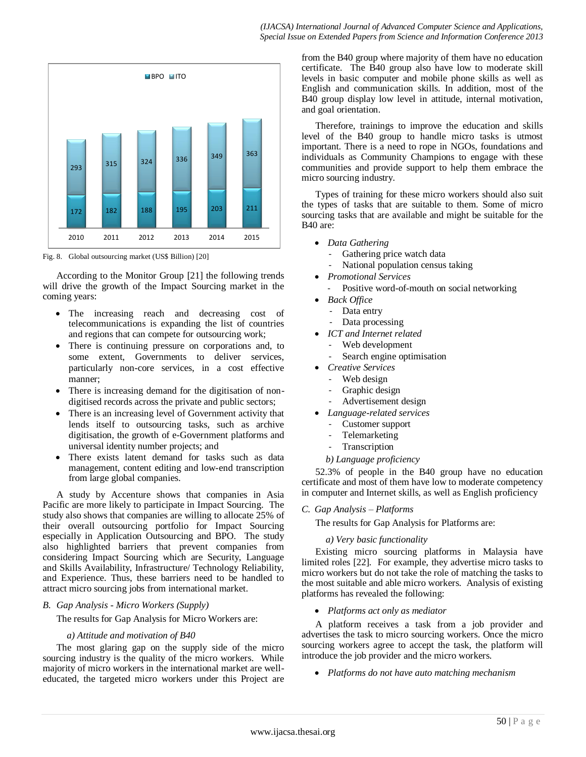Fig. 8. Global outsourcing market (US$ Billion) [20]

According to the Monitor Group [21] the following trends will drive the growth of the Impact Sourcing market in the coming years:

- The increasing reach and decreasing cost of telecommunications is expanding the list of countries and regions that can compete for outsourcing work;
- There is continuing pressure on corporations and, to some extent, Governments to deliver services, particularly non-core services, in a cost effective manner;
- There is increasing demand for the digitisation of non-digitised records across the private and public sectors;
- There is an increasing level of Government activity that lends itself to outsourcing tasks, such as archive digitisation, the growth of e-Government platforms and universal identity number projects; and
- There exists latent demand for tasks such as data management, content editing and low-end transcription from large global companies.

A study by Accenture shows that companies in Asia Pacific are more likely to participate in Impact Sourcing. The study also shows that companies are willing to allocate 25% of their overall outsourcing portfolio for Impact Sourcing especially in Application Outsourcing and BPO. The study also highlighted barriers that prevent companies from considering Impact Sourcing which are Security, Language and Skills Availability, Infrastructure/ Technology Reliability, and Experience. Thus, these barriers need to be handled to attract micro sourcing jobs from international market.

### *B. Gap Analysis - Micro Workers (Supply)*

The results for Gap Analysis for Micro Workers are:

*a) Attitude and motivation of B40*

The most glaring gap on the supply side of the micro sourcing industry is the quality of the micro workers. While majority of micro workers in the international market are well-educated, the targeted micro workers under this Project are from the B40 group where majority of them have no education certificate. The B40 group also have low to moderate skill levels in basic computer and mobile phone skills as well as English and communication skills. In addition, most of the B40 group display low level in attitude, internal motivation, and goal orientation.

Therefore, trainings to improve the education and skills level of the B40 group to handle micro tasks is utmost important. There is a need to rope in NGOs, foundations and individuals as Community Champions to engage with these communities and provide support to help them embrace the micro sourcing industry.

Types of training for these micro workers should also suit the types of tasks that are suitable to them. Some of micro sourcing tasks that are available and might be suitable for the B40 are:

- *Data Gathering*
  - Gathering price watch data
  - National population census taking
- *Promotional Services*
  - Positive word-of-mouth on social networking
- *Back Office*
  - Data entry
  - Data processing
- *ICT and Internet related*
  - Web development
  - Search engine optimisation
- *Creative Services*
  - Web design
  - Graphic design
  - Advertisement design
- *Language-related services*
  - Customer support
  - Telemarketing
  - Transcription

*b) Language proficiency*

52.3% of people in the B40 group have no education certificate and most of them have low to moderate competency in computer and Internet skills, as well as English proficiency

### *C. Gap Analysis – Platforms*

The results for Gap Analysis for Platforms are:

*a) Very basic functionality*

Existing micro sourcing platforms in Malaysia have limited roles [22]. For example, they advertise micro tasks to micro workers but do not take the role of matching the tasks to the most suitable and able micro workers. Analysis of existing platforms has revealed the following:

- *Platforms act only as mediator*

A platform receives a task from a job provider and advertises the task to micro sourcing workers. Once the micro sourcing workers agree to accept the task, the platform will introduce the job provider and the micro workers.

- *Platforms do not have auto matching mechanism*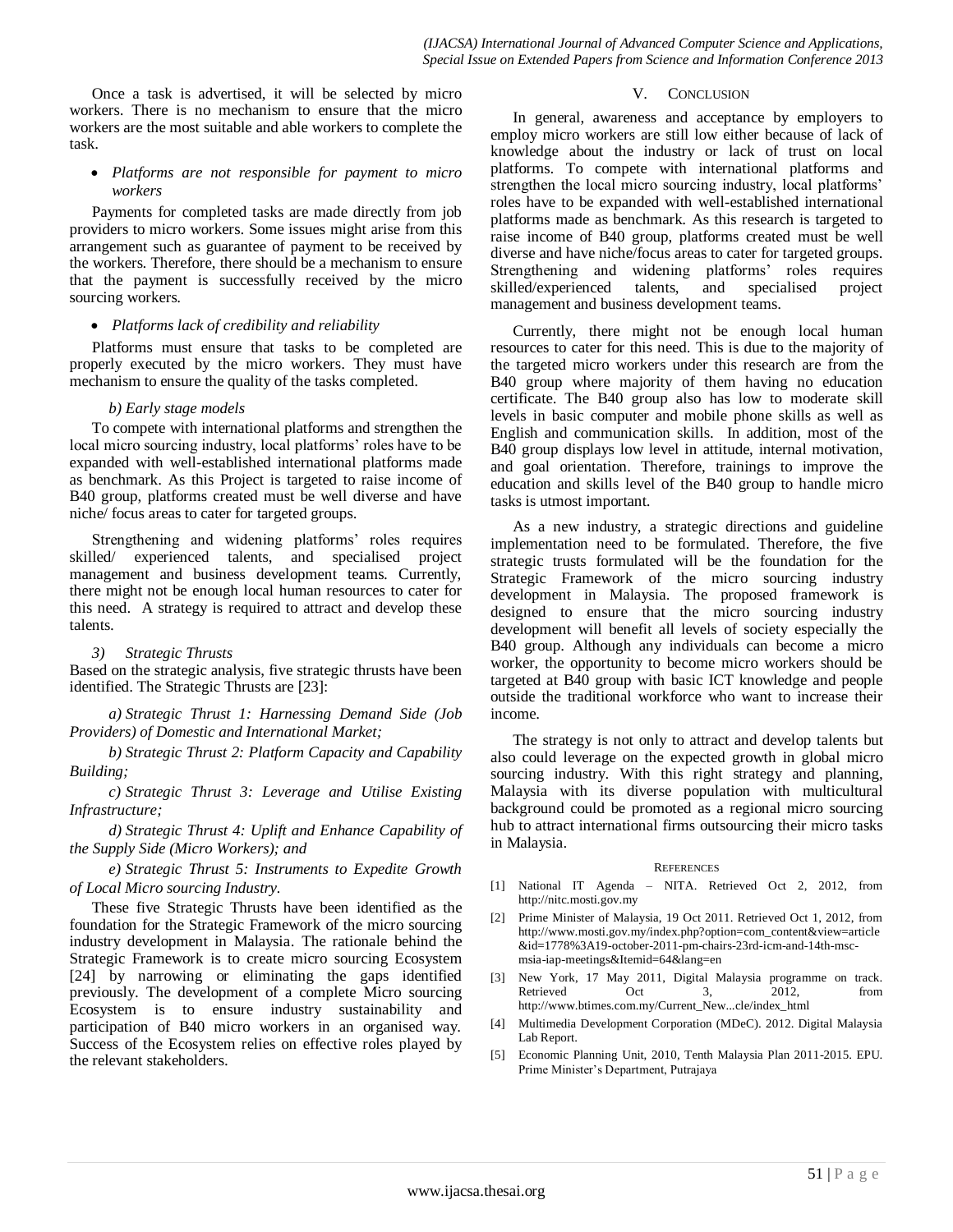Once a task is advertised, it will be selected by micro workers. There is no mechanism to ensure that the micro workers are the most suitable and able workers to complete the task.

- *Platforms are not responsible for payment to micro workers*

Payments for completed tasks are made directly from job providers to micro workers. Some issues might arise from this arrangement such as guarantee of payment to be received by the workers. Therefore, there should be a mechanism to ensure that the payment is successfully received by the micro sourcing workers.

- *Platforms lack of credibility and reliability*

Platforms must ensure that tasks to be completed are properly executed by the micro workers. They must have mechanism to ensure the quality of the tasks completed.

*b) Early stage models*

To compete with international platforms and strengthen the local micro sourcing industry, local platforms' roles have to be expanded with well-established international platforms made as benchmark. As this Project is targeted to raise income of B40 group, platforms created must be well diverse and have niche/ focus areas to cater for targeted groups.

Strengthening and widening platforms' roles requires skilled/ experienced talents, and specialised project management and business development teams. Currently, there might not be enough local human resources to cater for this need. A strategy is required to attract and develop these talents.

*3) Strategic Thrusts*

Based on the strategic analysis, five strategic thrusts have been identified. The Strategic Thrusts are [23]:

*a) Strategic Thrust 1: Harnessing Demand Side (Job Providers) of Domestic and International Market;*

*b) Strategic Thrust 2: Platform Capacity and Capability Building;*

*c) Strategic Thrust 3: Leverage and Utilise Existing Infrastructure;*

*d) Strategic Thrust 4: Uplift and Enhance Capability of the Supply Side (Micro Workers); and*

*e) Strategic Thrust 5: Instruments to Expedite Growth of Local Micro sourcing Industry.*

These five Strategic Thrusts have been identified as the foundation for the Strategic Framework of the micro sourcing industry development in Malaysia. The rationale behind the Strategic Framework is to create micro sourcing Ecosystem [24] by narrowing or eliminating the gaps identified previously. The development of a complete Micro sourcing Ecosystem is to ensure industry sustainability and participation of B40 micro workers in an organised way. Success of the Ecosystem relies on effective roles played by the relevant stakeholders.

## V. Conclusion

In general, awareness and acceptance by employers to employ micro workers are still low either because of lack of knowledge about the industry or lack of trust on local platforms. To compete with international platforms and strengthen the local micro sourcing industry, local platforms' roles have to be expanded with well-established international platforms made as benchmark. As this research is targeted to raise income of B40 group, platforms created must be well diverse and have niche/focus areas to cater for targeted groups. Strengthening and widening platforms' roles requires skilled/experienced talents, and specialised project management and business development teams.

Currently, there might not be enough local human resources to cater for this need. This is due to the majority of the targeted micro workers under this research are from the B40 group where majority of them having no education certificate. The B40 group also has low to moderate skill levels in basic computer and mobile phone skills as well as English and communication skills. In addition, most of the B40 group displays low level in attitude, internal motivation, and goal orientation. Therefore, trainings to improve the education and skills level of the B40 group to handle micro tasks is utmost important.

As a new industry, a strategic directions and guideline implementation need to be formulated. Therefore, the five strategic trusts formulated will be the foundation for the Strategic Framework of the micro sourcing industry development in Malaysia. The proposed framework is designed to ensure that the micro sourcing industry development will benefit all levels of society especially the B40 group. Although any individuals can become a micro worker, the opportunity to become micro workers should be targeted at B40 group with basic ICT knowledge and people outside the traditional workforce who want to increase their income.

The strategy is not only to attract and develop talents but also could leverage on the expected growth in global micro sourcing industry. With this right strategy and planning, Malaysia with its diverse population with multicultural background could be promoted as a regional micro sourcing hub to attract international firms outsourcing their micro tasks in Malaysia.

## References

[1] National IT Agenda – NITA. Retrieved Oct 2, 2012, from http://nitc.mosti.gov.my

[2] Prime Minister of Malaysia, 19 Oct 2011. Retrieved Oct 1, 2012, from http://www.mosti.gov.my/index.php?option=com_content&view=article&id=1778%3A19-october-2011-pm-chairs-23rd-icm-and-14th-msc-msia-iap-meetings&Itemid=64&lang=en

[3] New York, 17 May 2011, Digital Malaysia programme on track. Retrieved Oct 3, 2012, from http://www.btimes.com.my/Current_New...cle/index_html

[4] Multimedia Development Corporation (MDeC). 2012. Digital Malaysia Lab Report.

[5] Economic Planning Unit, 2010, Tenth Malaysia Plan 2011-2015. EPU. Prime Minister's Department, Putrajaya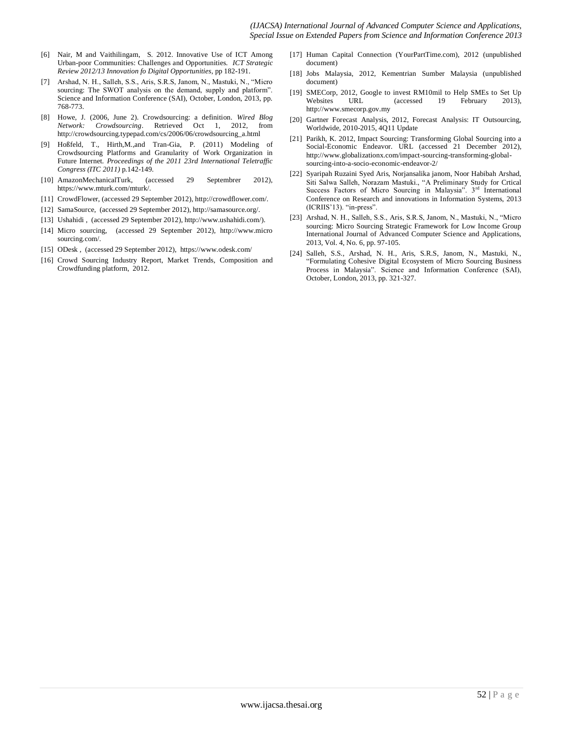[6] Nair, M and Vaithilingam, S. 2012. Innovative Use of ICT Among Urban-poor Communities: Challenges and Opportunities. *ICT Strategic Review 2012/13 Innovation fo Digital Opportunities*, pp 182-191.

[7] Arshad, N. H., Salleh, S.S., Aris, S.R.S, Janom, N., Mastuki, N., "Micro sourcing: The SWOT analysis on the demand, supply and platform". Science and Information Conference (SAI), October, London, 2013, pp. 768-773.

[8] Howe, J. (2006, June 2). Crowdsourcing: a definition. *Wired Blog Network: Crowdsourcing*. Retrieved Oct 1, 2012, from http://crowdsourcing.typepad.com/cs/2006/06/crowdsourcing_a.html

[9] Hoßfeld, T., Hirth,M.,and Tran-Gia, P. (2011) Modeling of Crowdsourcing Platforms and Granularity of Work Organization in Future Internet. *Proceedings of the 2011 23rd International Teletraffic Congress (ITC 2011)* p.142-149.

[10] AmazonMechanicalTurk, (accessed 29 Septembrer 2012), https://www.mturk.com/mturk/.

[11] CrowdFlower, (accessed 29 September 2012), http://crowdflower.com/.

[12] SamaSource, (accessed 29 September 2012), http://samasource.org/.

[13] Ushahidi , (accessed 29 September 2012), http://www.ushahidi.com/).

[14] Micro sourcing, (accessed 29 September 2012), http://www.micro sourcing.com/.

[15] ODesk , (accessed 29 September 2012), https://www.odesk.com/

[16] Crowd Sourcing Industry Report, Market Trends, Composition and Crowdfunding platform, 2012.

[17] Human Capital Connection (YourPartTime.com), 2012 (unpublished document)

[18] Jobs Malaysia, 2012, Kementrian Sumber Malaysia (unpublished document)

[19] SMECorp, 2012, Google to invest RM10mil to Help SMEs to Set Up Websites URL (accessed 19 February 2013), http://www.smecorp.gov.my

[20] Gartner Forecast Analysis, 2012, Forecast Analysis: IT Outsourcing, Worldwide, 2010-2015, 4Q11 Update

[21] Parikh, K. 2012, Impact Sourcing: Transforming Global Sourcing into a Social-Economic Endeavor. URL (accessed 21 December 2012), http://www.globalizationx.com/impact-sourcing-transforming-global-sourcing-into-a-socio-economic-endeavor-2/

[22] Syaripah Ruzaini Syed Aris, Norjansalika janom, Noor Habibah Arshad, Siti Salwa Salleh, Norazam Mastuki., "A Preliminary Study for Crtical Success Factors of Micro Sourcing in Malaysia". 3rd International Conference on Research and innovations in Information Systems, 2013 (ICRIIS'13). "in-press".

[23] Arshad, N. H., Salleh, S.S., Aris, S.R.S, Janom, N., Mastuki, N., "Micro sourcing: Micro Sourcing Strategic Framework for Low Income Group International Journal of Advanced Computer Science and Applications, 2013, Vol. 4, No. 6, pp. 97-105.

[24] Salleh, S.S., Arshad, N. H., Aris, S.R.S, Janom, N., Mastuki, N., "Formulating Cohesive Digital Ecosystem of Micro Sourcing Business Process in Malaysia". Science and Information Conference (SAI), October, London, 2013, pp. 321-327.